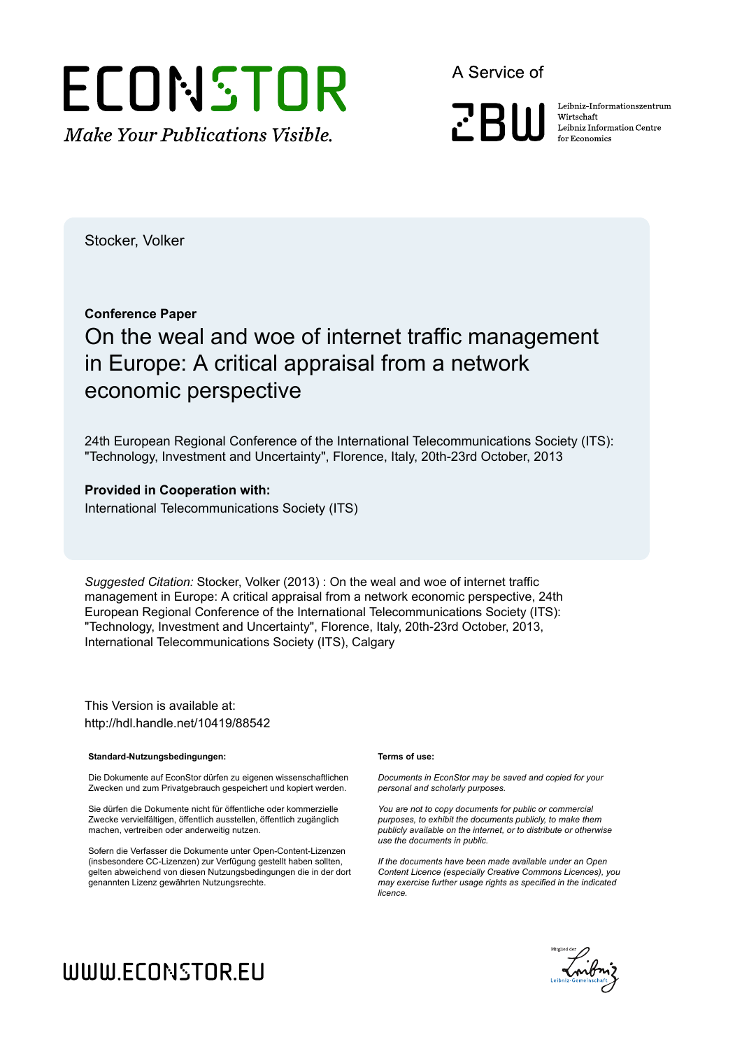# ECONSTOR

*Make Your Publications Visible.*

A Service of

ZBW

Leibniz-Informationszentrum Wirtschaft
Leibniz Information Centre for Economics

Stocker, Volker

**Conference Paper**

## On the weal and woe of internet traffic management in Europe: A critical appraisal from a network economic perspective

24th European Regional Conference of the International Telecommunications Society (ITS): "Technology, Investment and Uncertainty", Florence, Italy, 20th-23rd October, 2013

**Provided in Cooperation with:**
International Telecommunications Society (ITS)

*Suggested Citation:* Stocker, Volker (2013) : On the weal and woe of internet traffic management in Europe: A critical appraisal from a network economic perspective, 24th European Regional Conference of the International Telecommunications Society (ITS): "Technology, Investment and Uncertainty", Florence, Italy, 20th-23rd October, 2013, International Telecommunications Society (ITS), Calgary

This Version is available at:
http://hdl.handle.net/10419/88542

**Standard-Nutzungsbedingungen:**

Die Dokumente auf EconStor dürfen zu eigenen wissenschaftlichen Zwecken und zum Privatgebrauch gespeichert und kopiert werden.

Sie dürfen die Dokumente nicht für öffentliche oder kommerzielle Zwecke vervielfältigen, öffentlich ausstellen, öffentlich zugänglich machen, vertreiben oder anderweitig nutzen.

Sofern die Verfasser die Dokumente unter Open-Content-Lizenzen (insbesondere CC-Lizenzen) zur Verfügung gestellt haben sollten, gelten abweichend von diesen Nutzungsbedingungen die in der dort genannten Lizenz gewährten Nutzungsrechte.

**Terms of use:**

*Documents in EconStor may be saved and copied for your personal and scholarly purposes.*

*You are not to copy documents for public or commercial purposes, to exhibit the documents publicly, to make them publicly available on the internet, or to distribute or otherwise use the documents in public.*

*If the documents have been made available under an Open Content Licence (especially Creative Commons Licences), you may exercise further usage rights as specified in the indicated licence.*

WWW.ECONSTOR.EU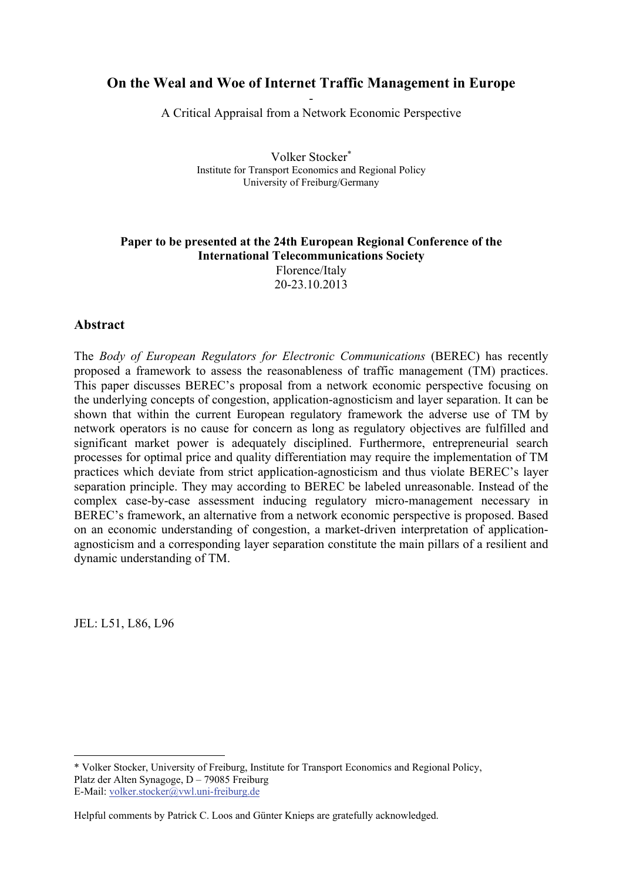# On the Weal and Woe of Internet Traffic Management in Europe

-

A Critical Appraisal from a Network Economic Perspective

Volker Stocker[*]

Institute for Transport Economics and Regional Policy
University of Freiburg/Germany

**Paper to be presented at the 24th European Regional Conference of the International Telecommunications Society**
Florence/Italy
20-23.10.2013

## Abstract

The *Body of European Regulators for Electronic Communications* (BEREC) has recently proposed a framework to assess the reasonableness of traffic management (TM) practices. This paper discusses BEREC's proposal from a network economic perspective focusing on the underlying concepts of congestion, application-agnosticism and layer separation. It can be shown that within the current European regulatory framework the adverse use of TM by network operators is no cause for concern as long as regulatory objectives are fulfilled and significant market power is adequately disciplined. Furthermore, entrepreneurial search processes for optimal price and quality differentiation may require the implementation of TM practices which deviate from strict application-agnosticism and thus violate BEREC's layer separation principle. They may according to BEREC be labeled unreasonable. Instead of the complex case-by-case assessment inducing regulatory micro-management necessary in BEREC's framework, an alternative from a network economic perspective is proposed. Based on an economic understanding of congestion, a market-driven interpretation of application-agnosticism and a corresponding layer separation constitute the main pillars of a resilient and dynamic understanding of TM.

JEL: L51, L86, L96

---

[*] Volker Stocker, University of Freiburg, Institute for Transport Economics and Regional Policy, Platz der Alten Synagoge, D – 79085 Freiburg
E-Mail: volker.stocker@vwl.uni-freiburg.de

Helpful comments by Patrick C. Loos and Günter Knieps are gratefully acknowledged.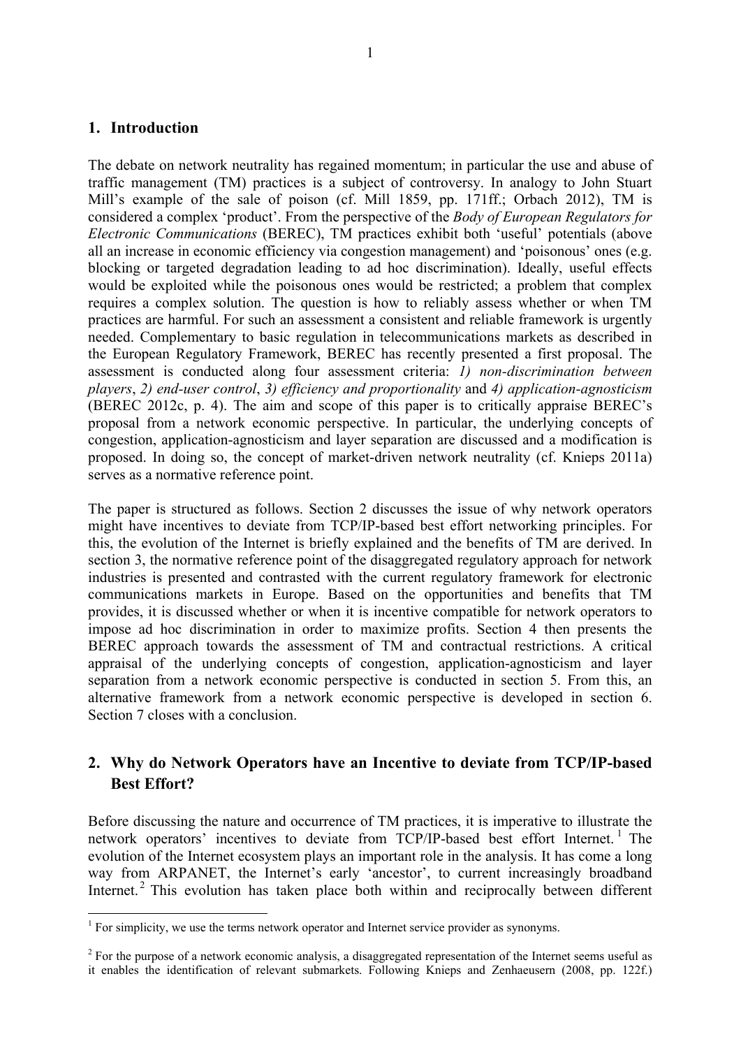## 1. Introduction

The debate on network neutrality has regained momentum; in particular the use and abuse of traffic management (TM) practices is a subject of controversy. In analogy to John Stuart Mill's example of the sale of poison (cf. Mill 1859, pp. 171ff.; Orbach 2012), TM is considered a complex 'product'. From the perspective of the *Body of European Regulators for Electronic Communications* (BEREC), TM practices exhibit both 'useful' potentials (above all an increase in economic efficiency via congestion management) and 'poisonous' ones (e.g. blocking or targeted degradation leading to ad hoc discrimination). Ideally, useful effects would be exploited while the poisonous ones would be restricted; a problem that complex requires a complex solution. The question is how to reliably assess whether or when TM practices are harmful. For such an assessment a consistent and reliable framework is urgently needed. Complementary to basic regulation in telecommunications markets as described in the European Regulatory Framework, BEREC has recently presented a first proposal. The assessment is conducted along four assessment criteria: *1) non-discrimination between players*, *2) end-user control*, *3) efficiency and proportionality* and *4) application-agnosticism* (BEREC 2012c, p. 4). The aim and scope of this paper is to critically appraise BEREC's proposal from a network economic perspective. In particular, the underlying concepts of congestion, application-agnosticism and layer separation are discussed and a modification is proposed. In doing so, the concept of market-driven network neutrality (cf. Knieps 2011a) serves as a normative reference point.

The paper is structured as follows. Section 2 discusses the issue of why network operators might have incentives to deviate from TCP/IP-based best effort networking principles. For this, the evolution of the Internet is briefly explained and the benefits of TM are derived. In section 3, the normative reference point of the disaggregated regulatory approach for network industries is presented and contrasted with the current regulatory framework for electronic communications markets in Europe. Based on the opportunities and benefits that TM provides, it is discussed whether or when it is incentive compatible for network operators to impose ad hoc discrimination in order to maximize profits. Section 4 then presents the BEREC approach towards the assessment of TM and contractual restrictions. A critical appraisal of the underlying concepts of congestion, application-agnosticism and layer separation from a network economic perspective is conducted in section 5. From this, an alternative framework from a network economic perspective is developed in section 6. Section 7 closes with a conclusion.

## 2. Why do Network Operators have an Incentive to deviate from TCP/IP-based Best Effort?

Before discussing the nature and occurrence of TM practices, it is imperative to illustrate the network operators' incentives to deviate from TCP/IP-based best effort Internet.[1] The evolution of the Internet ecosystem plays an important role in the analysis. It has come a long way from ARPANET, the Internet's early 'ancestor', to current increasingly broadband Internet.[2] This evolution has taken place both within and reciprocally between different

---

[1] For simplicity, we use the terms network operator and Internet service provider as synonyms.

[2] For the purpose of a network economic analysis, a disaggregated representation of the Internet seems useful as it enables the identification of relevant submarkets. Following Knieps and Zenhaeusern (2008, pp. 122f.)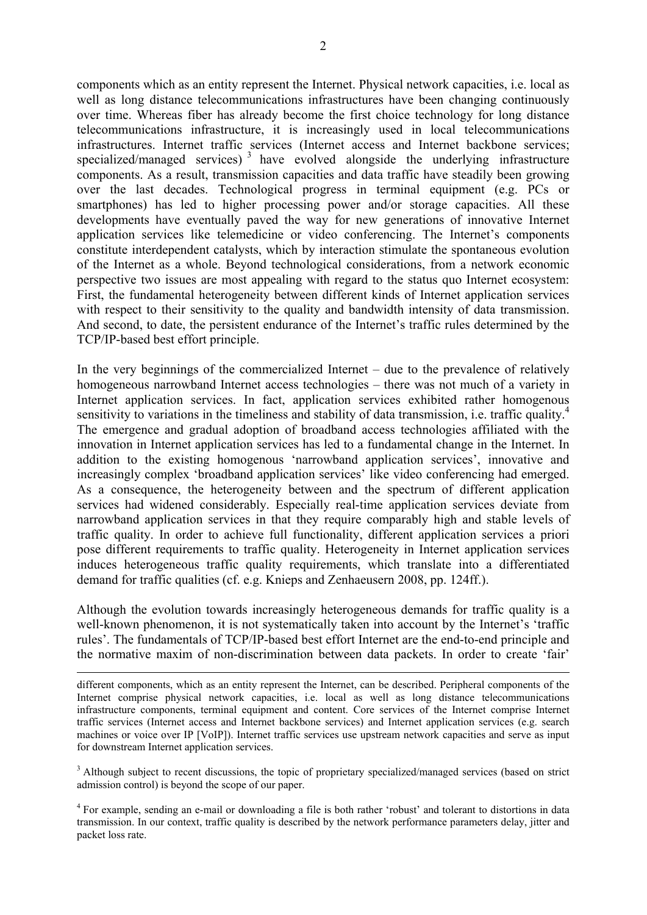components which as an entity represent the Internet. Physical network capacities, i.e. local as well as long distance telecommunications infrastructures have been changing continuously over time. Whereas fiber has already become the first choice technology for long distance telecommunications infrastructure, it is increasingly used in local telecommunications infrastructures. Internet traffic services (Internet access and Internet backbone services; specialized/managed services) [3] have evolved alongside the underlying infrastructure components. As a result, transmission capacities and data traffic have steadily been growing over the last decades. Technological progress in terminal equipment (e.g. PCs or smartphones) has led to higher processing power and/or storage capacities. All these developments have eventually paved the way for new generations of innovative Internet application services like telemedicine or video conferencing. The Internet's components constitute interdependent catalysts, which by interaction stimulate the spontaneous evolution of the Internet as a whole. Beyond technological considerations, from a network economic perspective two issues are most appealing with regard to the status quo Internet ecosystem: First, the fundamental heterogeneity between different kinds of Internet application services with respect to their sensitivity to the quality and bandwidth intensity of data transmission. And second, to date, the persistent endurance of the Internet's traffic rules determined by the TCP/IP-based best effort principle.

In the very beginnings of the commercialized Internet – due to the prevalence of relatively homogeneous narrowband Internet access technologies – there was not much of a variety in Internet application services. In fact, application services exhibited rather homogenous sensitivity to variations in the timeliness and stability of data transmission, i.e. traffic quality.[4] The emergence and gradual adoption of broadband access technologies affiliated with the innovation in Internet application services has led to a fundamental change in the Internet. In addition to the existing homogenous 'narrowband application services', innovative and increasingly complex 'broadband application services' like video conferencing had emerged. As a consequence, the heterogeneity between and the spectrum of different application services had widened considerably. Especially real-time application services deviate from narrowband application services in that they require comparably high and stable levels of traffic quality. In order to achieve full functionality, different application services a priori pose different requirements to traffic quality. Heterogeneity in Internet application services induces heterogeneous traffic quality requirements, which translate into a differentiated demand for traffic qualities (cf. e.g. Knieps and Zenhaeusern 2008, pp. 124ff.).

Although the evolution towards increasingly heterogeneous demands for traffic quality is a well-known phenomenon, it is not systematically taken into account by the Internet's 'traffic rules'. The fundamentals of TCP/IP-based best effort Internet are the end-to-end principle and the normative maxim of non-discrimination between data packets. In order to create 'fair'

---

different components, which as an entity represent the Internet, can be described. Peripheral components of the Internet comprise physical network capacities, i.e. local as well as long distance telecommunications infrastructure components, terminal equipment and content. Core services of the Internet comprise Internet traffic services (Internet access and Internet backbone services) and Internet application services (e.g. search machines or voice over IP [VoIP]). Internet traffic services use upstream network capacities and serve as input for downstream Internet application services.

[3] Although subject to recent discussions, the topic of proprietary specialized/managed services (based on strict admission control) is beyond the scope of our paper.

[4] For example, sending an e-mail or downloading a file is both rather 'robust' and tolerant to distortions in data transmission. In our context, traffic quality is described by the network performance parameters delay, jitter and packet loss rate.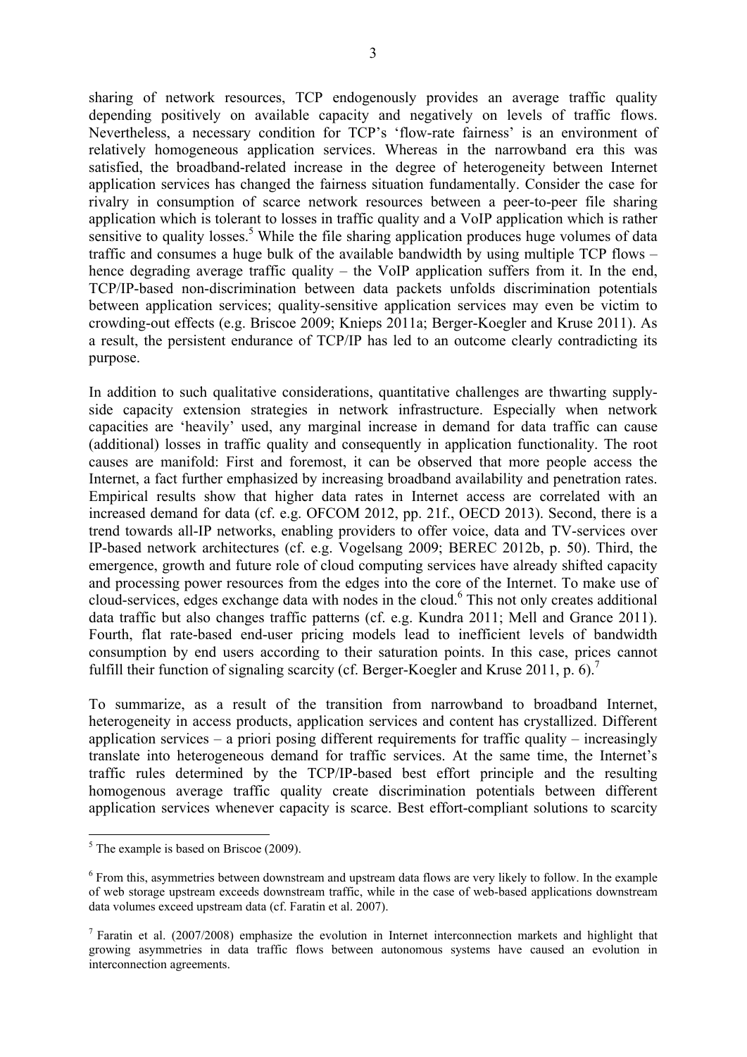sharing of network resources, TCP endogenously provides an average traffic quality depending positively on available capacity and negatively on levels of traffic flows. Nevertheless, a necessary condition for TCP's 'flow-rate fairness' is an environment of relatively homogeneous application services. Whereas in the narrowband era this was satisfied, the broadband-related increase in the degree of heterogeneity between Internet application services has changed the fairness situation fundamentally. Consider the case for rivalry in consumption of scarce network resources between a peer-to-peer file sharing application which is tolerant to losses in traffic quality and a VoIP application which is rather sensitive to quality losses.[5] While the file sharing application produces huge volumes of data traffic and consumes a huge bulk of the available bandwidth by using multiple TCP flows – hence degrading average traffic quality – the VoIP application suffers from it. In the end, TCP/IP-based non-discrimination between data packets unfolds discrimination potentials between application services; quality-sensitive application services may even be victim to crowding-out effects (e.g. Briscoe 2009; Knieps 2011a; Berger-Koegler and Kruse 2011). As a result, the persistent endurance of TCP/IP has led to an outcome clearly contradicting its purpose.

In addition to such qualitative considerations, quantitative challenges are thwarting supply-side capacity extension strategies in network infrastructure. Especially when network capacities are 'heavily' used, any marginal increase in demand for data traffic can cause (additional) losses in traffic quality and consequently in application functionality. The root causes are manifold: First and foremost, it can be observed that more people access the Internet, a fact further emphasized by increasing broadband availability and penetration rates. Empirical results show that higher data rates in Internet access are correlated with an increased demand for data (cf. e.g. OFCOM 2012, pp. 21f., OECD 2013). Second, there is a trend towards all-IP networks, enabling providers to offer voice, data and TV-services over IP-based network architectures (cf. e.g. Vogelsang 2009; BEREC 2012b, p. 50). Third, the emergence, growth and future role of cloud computing services have already shifted capacity and processing power resources from the edges into the core of the Internet. To make use of cloud-services, edges exchange data with nodes in the cloud.[6] This not only creates additional data traffic but also changes traffic patterns (cf. e.g. Kundra 2011; Mell and Grance 2011). Fourth, flat rate-based end-user pricing models lead to inefficient levels of bandwidth consumption by end users according to their saturation points. In this case, prices cannot fulfill their function of signaling scarcity (cf. Berger-Koegler and Kruse 2011, p. 6).[7]

To summarize, as a result of the transition from narrowband to broadband Internet, heterogeneity in access products, application services and content has crystallized. Different application services – a priori posing different requirements for traffic quality – increasingly translate into heterogeneous demand for traffic services. At the same time, the Internet's traffic rules determined by the TCP/IP-based best effort principle and the resulting homogenous average traffic quality create discrimination potentials between different application services whenever capacity is scarce. Best effort-compliant solutions to scarcity

---

[5] The example is based on Briscoe (2009).

[6] From this, asymmetries between downstream and upstream data flows are very likely to follow. In the example of web storage upstream exceeds downstream traffic, while in the case of web-based applications downstream data volumes exceed upstream data (cf. Faratin et al. 2007).

[7] Faratin et al. (2007/2008) emphasize the evolution in Internet interconnection markets and highlight that growing asymmetries in data traffic flows between autonomous systems have caused an evolution in interconnection agreements.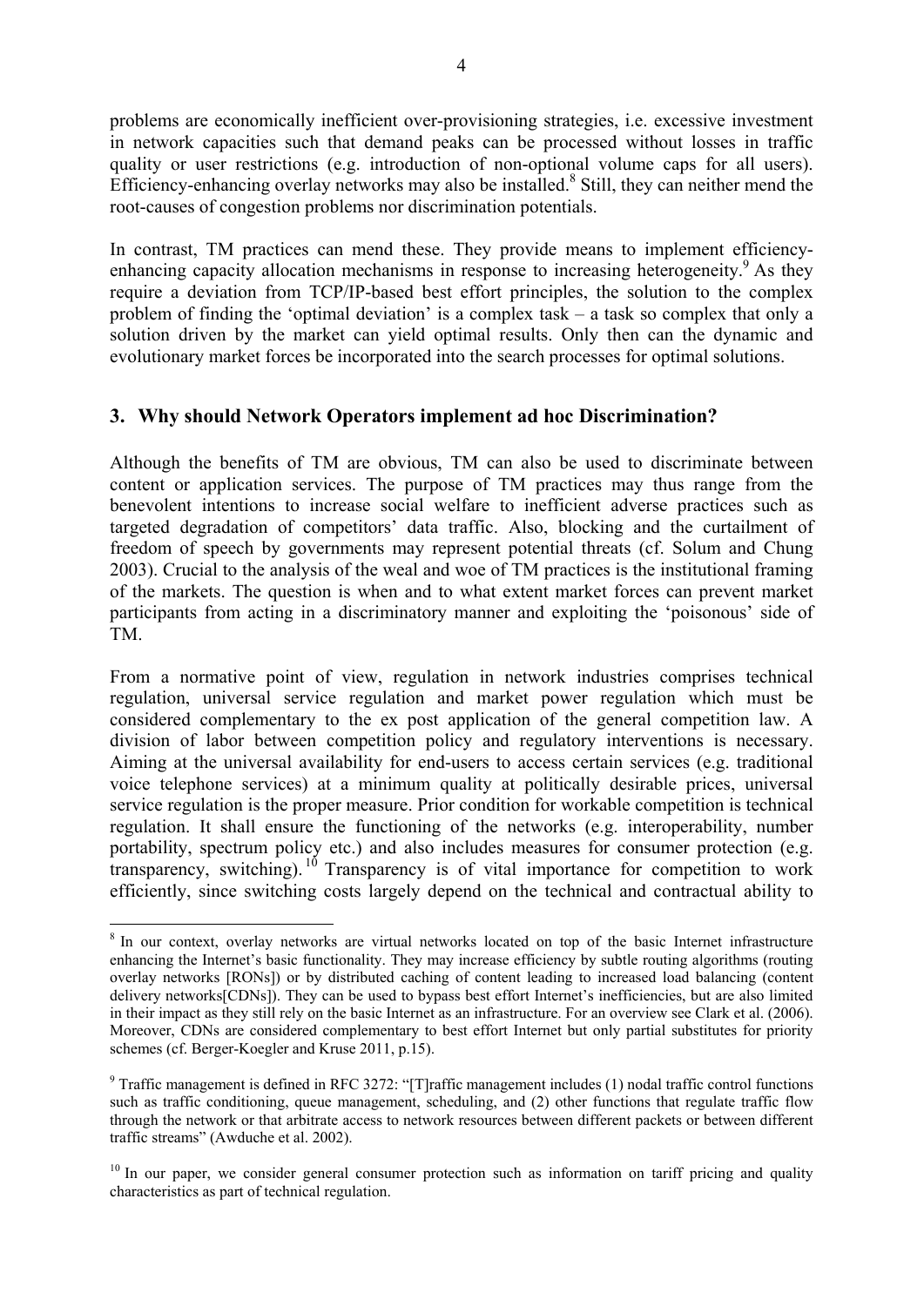problems are economically inefficient over-provisioning strategies, i.e. excessive investment in network capacities such that demand peaks can be processed without losses in traffic quality or user restrictions (e.g. introduction of non-optional volume caps for all users). Efficiency-enhancing overlay networks may also be installed.[8] Still, they can neither mend the root-causes of congestion problems nor discrimination potentials.

In contrast, TM practices can mend these. They provide means to implement efficiency-enhancing capacity allocation mechanisms in response to increasing heterogeneity.[9] As they require a deviation from TCP/IP-based best effort principles, the solution to the complex problem of finding the 'optimal deviation' is a complex task – a task so complex that only a solution driven by the market can yield optimal results. Only then can the dynamic and evolutionary market forces be incorporated into the search processes for optimal solutions.

## 3. Why should Network Operators implement ad hoc Discrimination?

Although the benefits of TM are obvious, TM can also be used to discriminate between content or application services. The purpose of TM practices may thus range from the benevolent intentions to increase social welfare to inefficient adverse practices such as targeted degradation of competitors' data traffic. Also, blocking and the curtailment of freedom of speech by governments may represent potential threats (cf. Solum and Chung 2003). Crucial to the analysis of the weal and woe of TM practices is the institutional framing of the markets. The question is when and to what extent market forces can prevent market participants from acting in a discriminatory manner and exploiting the 'poisonous' side of TM.

From a normative point of view, regulation in network industries comprises technical regulation, universal service regulation and market power regulation which must be considered complementary to the ex post application of the general competition law. A division of labor between competition policy and regulatory interventions is necessary. Aiming at the universal availability for end-users to access certain services (e.g. traditional voice telephone services) at a minimum quality at politically desirable prices, universal service regulation is the proper measure. Prior condition for workable competition is technical regulation. It shall ensure the functioning of the networks (e.g. interoperability, number portability, spectrum policy etc.) and also includes measures for consumer protection (e.g. transparency, switching).[10] Transparency is of vital importance for competition to work efficiently, since switching costs largely depend on the technical and contractual ability to

---

[8] In our context, overlay networks are virtual networks located on top of the basic Internet infrastructure enhancing the Internet's basic functionality. They may increase efficiency by subtle routing algorithms (routing overlay networks [RONs]) or by distributed caching of content leading to increased load balancing (content delivery networks[CDNs]). They can be used to bypass best effort Internet's inefficiencies, but are also limited in their impact as they still rely on the basic Internet as an infrastructure. For an overview see Clark et al. (2006). Moreover, CDNs are considered complementary to best effort Internet but only partial substitutes for priority schemes (cf. Berger-Koegler and Kruse 2011, p.15).

[9] Traffic management is defined in RFC 3272: "[T]raffic management includes (1) nodal traffic control functions such as traffic conditioning, queue management, scheduling, and (2) other functions that regulate traffic flow through the network or that arbitrate access to network resources between different packets or between different traffic streams" (Awduche et al. 2002).

[10] In our paper, we consider general consumer protection such as information on tariff pricing and quality characteristics as part of technical regulation.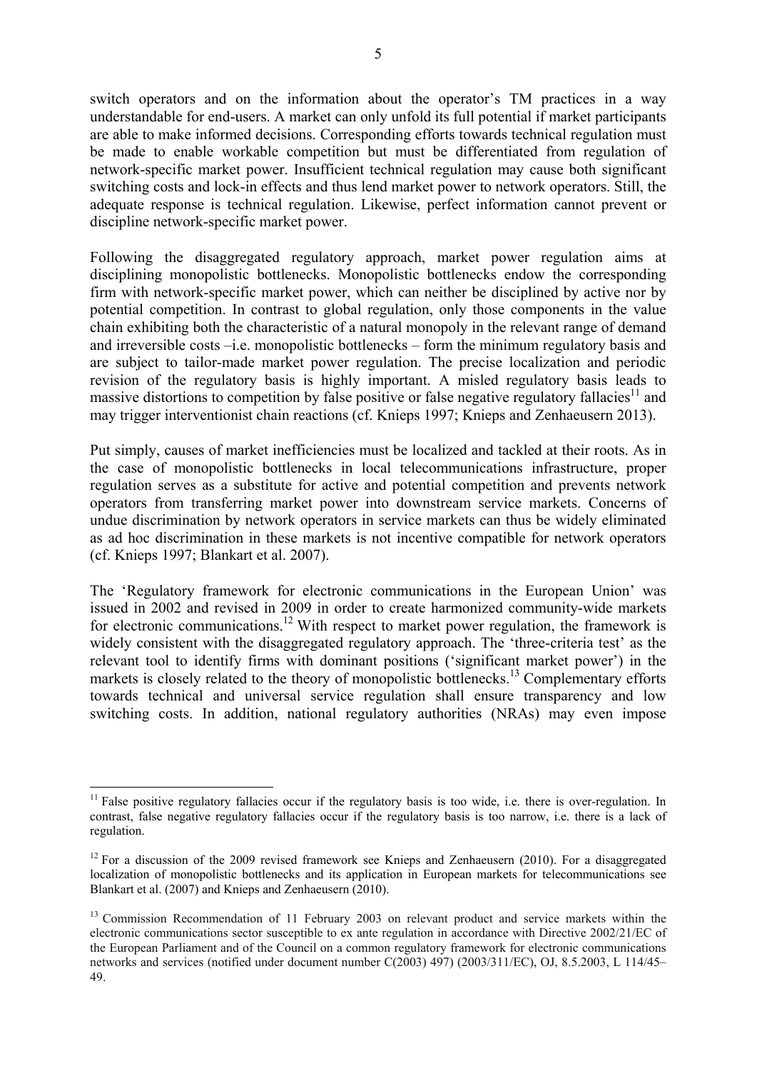switch operators and on the information about the operator's TM practices in a way understandable for end-users. A market can only unfold its full potential if market participants are able to make informed decisions. Corresponding efforts towards technical regulation must be made to enable workable competition but must be differentiated from regulation of network-specific market power. Insufficient technical regulation may cause both significant switching costs and lock-in effects and thus lend market power to network operators. Still, the adequate response is technical regulation. Likewise, perfect information cannot prevent or discipline network-specific market power.

Following the disaggregated regulatory approach, market power regulation aims at disciplining monopolistic bottlenecks. Monopolistic bottlenecks endow the corresponding firm with network-specific market power, which can neither be disciplined by active nor by potential competition. In contrast to global regulation, only those components in the value chain exhibiting both the characteristic of a natural monopoly in the relevant range of demand and irreversible costs –i.e. monopolistic bottlenecks – form the minimum regulatory basis and are subject to tailor-made market power regulation. The precise localization and periodic revision of the regulatory basis is highly important. A misled regulatory basis leads to massive distortions to competition by false positive or false negative regulatory fallacies[11] and may trigger interventionist chain reactions (cf. Knieps 1997; Knieps and Zenhaeusern 2013).

Put simply, causes of market inefficiencies must be localized and tackled at their roots. As in the case of monopolistic bottlenecks in local telecommunications infrastructure, proper regulation serves as a substitute for active and potential competition and prevents network operators from transferring market power into downstream service markets. Concerns of undue discrimination by network operators in service markets can thus be widely eliminated as ad hoc discrimination in these markets is not incentive compatible for network operators (cf. Knieps 1997; Blankart et al. 2007).

The 'Regulatory framework for electronic communications in the European Union' was issued in 2002 and revised in 2009 in order to create harmonized community-wide markets for electronic communications.[12] With respect to market power regulation, the framework is widely consistent with the disaggregated regulatory approach. The 'three-criteria test' as the relevant tool to identify firms with dominant positions ('significant market power') in the markets is closely related to the theory of monopolistic bottlenecks.[13] Complementary efforts towards technical and universal service regulation shall ensure transparency and low switching costs. In addition, national regulatory authorities (NRAs) may even impose

---

[11] False positive regulatory fallacies occur if the regulatory basis is too wide, i.e. there is over-regulation. In contrast, false negative regulatory fallacies occur if the regulatory basis is too narrow, i.e. there is a lack of regulation.

[12] For a discussion of the 2009 revised framework see Knieps and Zenhaeusern (2010). For a disaggregated localization of monopolistic bottlenecks and its application in European markets for telecommunications see Blankart et al. (2007) and Knieps and Zenhaeusern (2010).

[13] Commission Recommendation of 11 February 2003 on relevant product and service markets within the electronic communications sector susceptible to ex ante regulation in accordance with Directive 2002/21/EC of the European Parliament and of the Council on a common regulatory framework for electronic communications networks and services (notified under document number C(2003) 497) (2003/311/EC), OJ, 8.5.2003, L 114/45–49.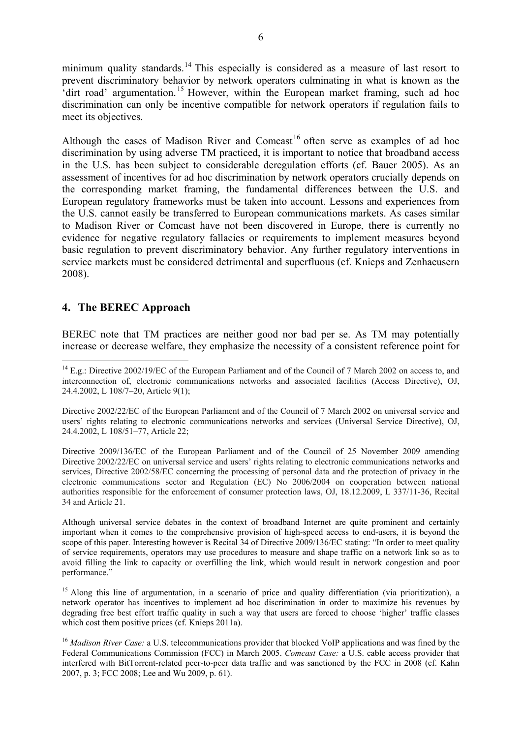minimum quality standards.[14] This especially is considered as a measure of last resort to prevent discriminatory behavior by network operators culminating in what is known as the 'dirt road' argumentation.[15] However, within the European market framing, such ad hoc discrimination can only be incentive compatible for network operators if regulation fails to meet its objectives.

Although the cases of Madison River and Comcast[16] often serve as examples of ad hoc discrimination by using adverse TM practiced, it is important to notice that broadband access in the U.S. has been subject to considerable deregulation efforts (cf. Bauer 2005). As an assessment of incentives for ad hoc discrimination by network operators crucially depends on the corresponding market framing, the fundamental differences between the U.S. and European regulatory frameworks must be taken into account. Lessons and experiences from the U.S. cannot easily be transferred to European communications markets. As cases similar to Madison River or Comcast have not been discovered in Europe, there is currently no evidence for negative regulatory fallacies or requirements to implement measures beyond basic regulation to prevent discriminatory behavior. Any further regulatory interventions in service markets must be considered detrimental and superfluous (cf. Knieps and Zenhaeusern 2008).

## 4. The BEREC Approach

BEREC note that TM practices are neither good nor bad per se. As TM may potentially increase or decrease welfare, they emphasize the necessity of a consistent reference point for

---

[14] E.g.: Directive 2002/19/EC of the European Parliament and of the Council of 7 March 2002 on access to, and interconnection of, electronic communications networks and associated facilities (Access Directive), OJ, 24.4.2002, L 108/7–20, Article 9(1);

Directive 2002/22/EC of the European Parliament and of the Council of 7 March 2002 on universal service and users' rights relating to electronic communications networks and services (Universal Service Directive), OJ, 24.4.2002, L 108/51–77, Article 22;

Directive 2009/136/EC of the European Parliament and of the Council of 25 November 2009 amending Directive 2002/22/EC on universal service and users' rights relating to electronic communications networks and services, Directive 2002/58/EC concerning the processing of personal data and the protection of privacy in the electronic communications sector and Regulation (EC) No 2006/2004 on cooperation between national authorities responsible for the enforcement of consumer protection laws, OJ, 18.12.2009, L 337/11-36, Recital 34 and Article 21.

Although universal service debates in the context of broadband Internet are quite prominent and certainly important when it comes to the comprehensive provision of high-speed access to end-users, it is beyond the scope of this paper. Interesting however is Recital 34 of Directive 2009/136/EC stating: "In order to meet quality of service requirements, operators may use procedures to measure and shape traffic on a network link so as to avoid filling the link to capacity or overfilling the link, which would result in network congestion and poor performance."

[15] Along this line of argumentation, in a scenario of price and quality differentiation (via prioritization), a network operator has incentives to implement ad hoc discrimination in order to maximize his revenues by degrading free best effort traffic quality in such a way that users are forced to choose 'higher' traffic classes which cost them positive prices (cf. Knieps 2011a).

[16] *Madison River Case:* a U.S. telecommunications provider that blocked VoIP applications and was fined by the Federal Communications Commission (FCC) in March 2005. *Comcast Case:* a U.S. cable access provider that interfered with BitTorrent-related peer-to-peer data traffic and was sanctioned by the FCC in 2008 (cf. Kahn 2007, p. 3; FCC 2008; Lee and Wu 2009, p. 61).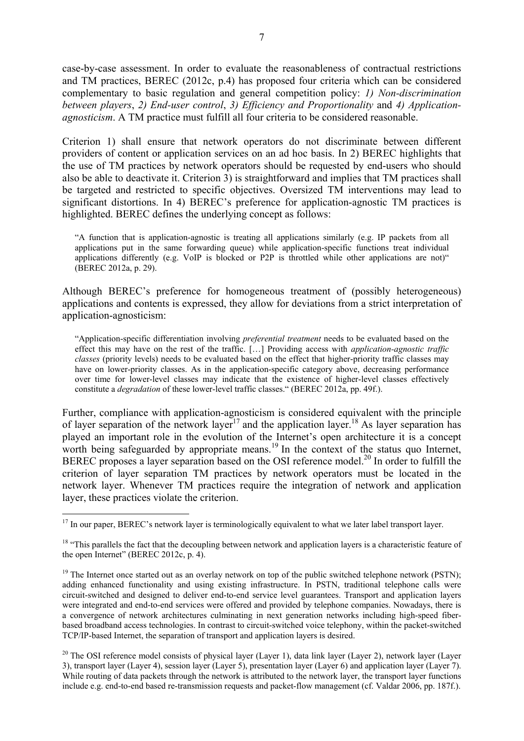case-by-case assessment. In order to evaluate the reasonableness of contractual restrictions and TM practices, BEREC (2012c, p.4) has proposed four criteria which can be considered complementary to basic regulation and general competition policy: *1) Non-discrimination between players*, *2) End-user control*, *3) Efficiency and Proportionality* and *4) Application-agnosticism*. A TM practice must fulfill all four criteria to be considered reasonable.

Criterion 1) shall ensure that network operators do not discriminate between different providers of content or application services on an ad hoc basis. In 2) BEREC highlights that the use of TM practices by network operators should be requested by end-users who should also be able to deactivate it. Criterion 3) is straightforward and implies that TM practices shall be targeted and restricted to specific objectives. Oversized TM interventions may lead to significant distortions. In 4) BEREC's preference for application-agnostic TM practices is highlighted. BEREC defines the underlying concept as follows:

> "A function that is application-agnostic is treating all applications similarly (e.g. IP packets from all applications put in the same forwarding queue) while application-specific functions treat individual applications differently (e.g. VoIP is blocked or P2P is throttled while other applications are not)" (BEREC 2012a, p. 29).

Although BEREC's preference for homogeneous treatment of (possibly heterogeneous) applications and contents is expressed, they allow for deviations from a strict interpretation of application-agnosticism:

> "Application-specific differentiation involving *preferential treatment* needs to be evaluated based on the effect this may have on the rest of the traffic. […] Providing access with *application-agnostic traffic classes* (priority levels) needs to be evaluated based on the effect that higher-priority traffic classes may have on lower-priority classes. As in the application-specific category above, decreasing performance over time for lower-level classes may indicate that the existence of higher-level classes effectively constitute a *degradation* of these lower-level traffic classes." (BEREC 2012a, pp. 49f.).

Further, compliance with application-agnosticism is considered equivalent with the principle of layer separation of the network layer[17] and the application layer.[18] As layer separation has played an important role in the evolution of the Internet's open architecture it is a concept worth being safeguarded by appropriate means.[19] In the context of the status quo Internet, BEREC proposes a layer separation based on the OSI reference model.[20] In order to fulfill the criterion of layer separation TM practices by network operators must be located in the network layer. Whenever TM practices require the integration of network and application layer, these practices violate the criterion.

---

[17] In our paper, BEREC's network layer is terminologically equivalent to what we later label transport layer.

[18] "This parallels the fact that the decoupling between network and application layers is a characteristic feature of the open Internet" (BEREC 2012c, p. 4).

[19] The Internet once started out as an overlay network on top of the public switched telephone network (PSTN); adding enhanced functionality and using existing infrastructure. In PSTN, traditional telephone calls were circuit-switched and designed to deliver end-to-end service level guarantees. Transport and application layers were integrated and end-to-end services were offered and provided by telephone companies. Nowadays, there is a convergence of network architectures culminating in next generation networks including high-speed fiber-based broadband access technologies. In contrast to circuit-switched voice telephony, within the packet-switched TCP/IP-based Internet, the separation of transport and application layers is desired.

[20] The OSI reference model consists of physical layer (Layer 1), data link layer (Layer 2), network layer (Layer 3), transport layer (Layer 4), session layer (Layer 5), presentation layer (Layer 6) and application layer (Layer 7). While routing of data packets through the network is attributed to the network layer, the transport layer functions include e.g. end-to-end based re-transmission requests and packet-flow management (cf. Valdar 2006, pp. 187f.).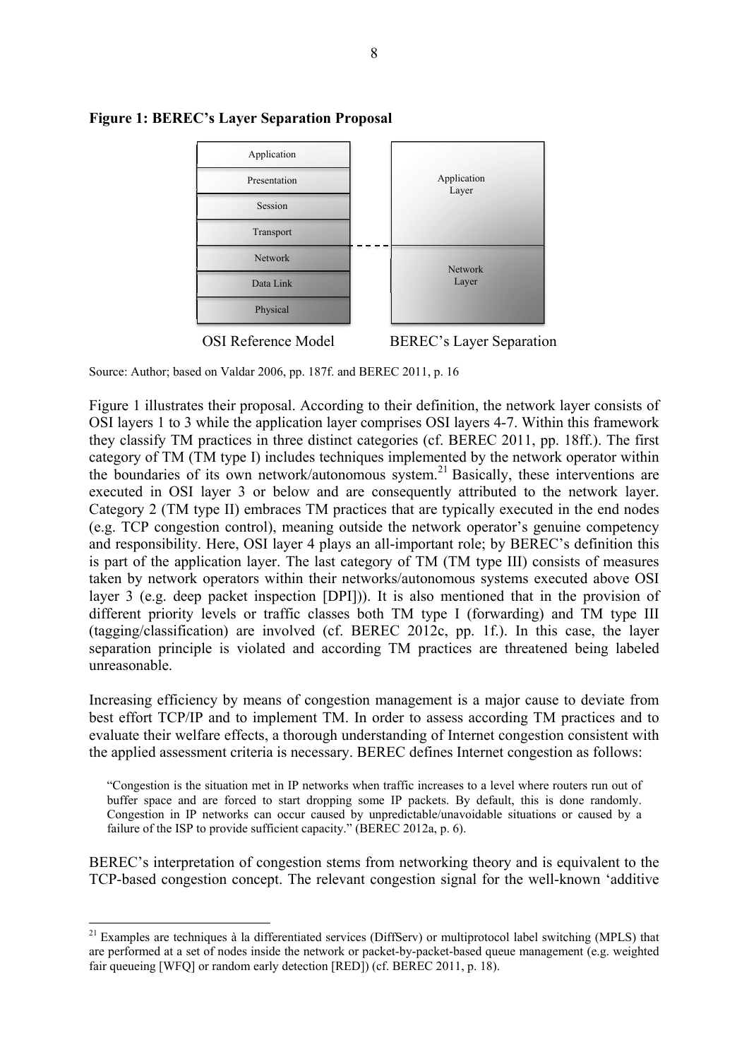**Figure 1: BEREC's Layer Separation Proposal**

| OSI Reference Model | BEREC's Layer Separation |
|---|---|
| Application | Application Layer |
| Presentation | |
| Session | |
| Transport | |
| Network | Network Layer |
| Data Link | |
| Physical | |

Source: Author; based on Valdar 2006, pp. 187f. and BEREC 2011, p. 16

Figure 1 illustrates their proposal. According to their definition, the network layer consists of OSI layers 1 to 3 while the application layer comprises OSI layers 4-7. Within this framework they classify TM practices in three distinct categories (cf. BEREC 2011, pp. 18ff.). The first category of TM (TM type I) includes techniques implemented by the network operator within the boundaries of its own network/autonomous system.[21] Basically, these interventions are executed in OSI layer 3 or below and are consequently attributed to the network layer. Category 2 (TM type II) embraces TM practices that are typically executed in the end nodes (e.g. TCP congestion control), meaning outside the network operator's genuine competency and responsibility. Here, OSI layer 4 plays an all-important role; by BEREC's definition this is part of the application layer. The last category of TM (TM type III) consists of measures taken by network operators within their networks/autonomous systems executed above OSI layer 3 (e.g. deep packet inspection [DPI])). It is also mentioned that in the provision of different priority levels or traffic classes both TM type I (forwarding) and TM type III (tagging/classification) are involved (cf. BEREC 2012c, pp. 1f.). In this case, the layer separation principle is violated and according TM practices are threatened being labeled unreasonable.

Increasing efficiency by means of congestion management is a major cause to deviate from best effort TCP/IP and to implement TM. In order to assess according TM practices and to evaluate their welfare effects, a thorough understanding of Internet congestion consistent with the applied assessment criteria is necessary. BEREC defines Internet congestion as follows:

> "Congestion is the situation met in IP networks when traffic increases to a level where routers run out of buffer space and are forced to start dropping some IP packets. By default, this is done randomly. Congestion in IP networks can occur caused by unpredictable/unavoidable situations or caused by a failure of the ISP to provide sufficient capacity." (BEREC 2012a, p. 6).

BEREC's interpretation of congestion stems from networking theory and is equivalent to the TCP-based congestion concept. The relevant congestion signal for the well-known 'additive

[21] Examples are techniques à la differentiated services (DiffServ) or multiprotocol label switching (MPLS) that are performed at a set of nodes inside the network or packet-by-packet-based queue management (e.g. weighted fair queueing [WFQ] or random early detection [RED]) (cf. BEREC 2011, p. 18).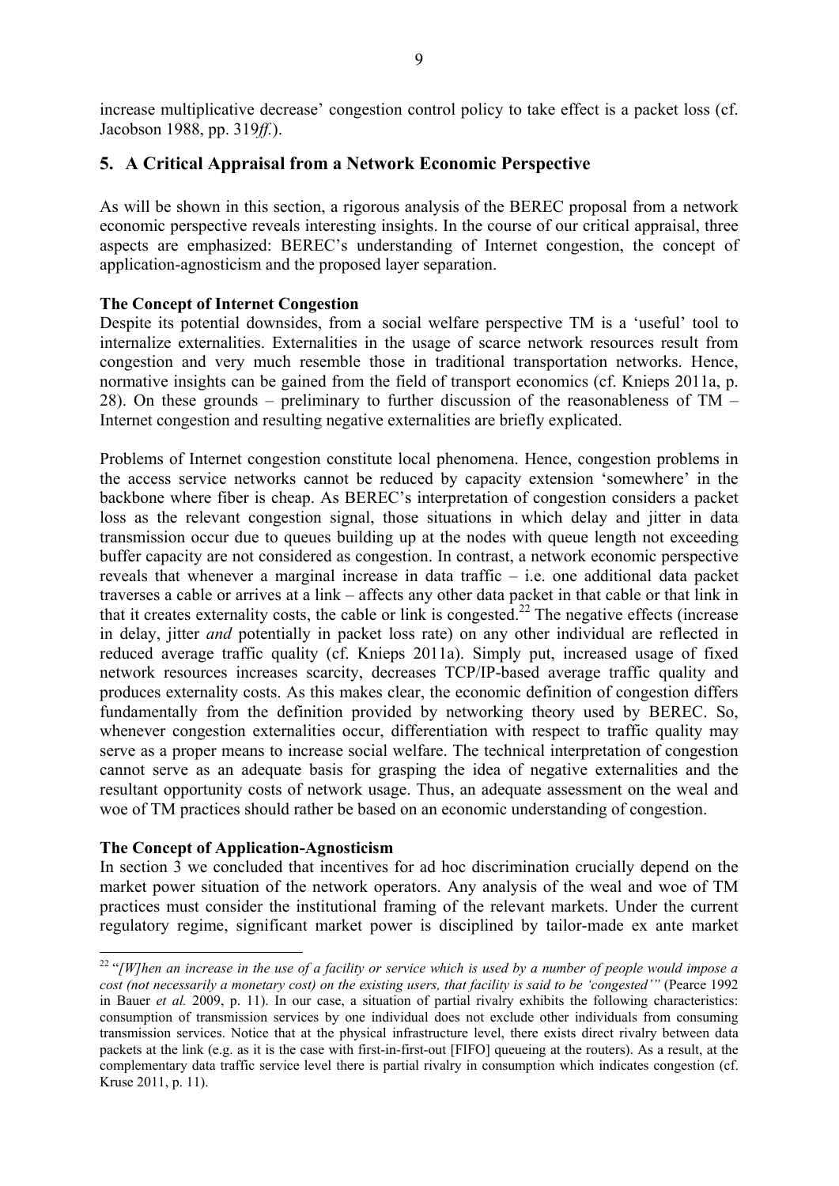increase multiplicative decrease' congestion control policy to take effect is a packet loss (cf. Jacobson 1988, pp. 319*ff.*).

## 5. A Critical Appraisal from a Network Economic Perspective

As will be shown in this section, a rigorous analysis of the BEREC proposal from a network economic perspective reveals interesting insights. In the course of our critical appraisal, three aspects are emphasized: BEREC's understanding of Internet congestion, the concept of application-agnosticism and the proposed layer separation.

**The Concept of Internet Congestion**

Despite its potential downsides, from a social welfare perspective TM is a 'useful' tool to internalize externalities. Externalities in the usage of scarce network resources result from congestion and very much resemble those in traditional transportation networks. Hence, normative insights can be gained from the field of transport economics (cf. Knieps 2011a, p. 28). On these grounds – preliminary to further discussion of the reasonableness of TM – Internet congestion and resulting negative externalities are briefly explicated.

Problems of Internet congestion constitute local phenomena. Hence, congestion problems in the access service networks cannot be reduced by capacity extension 'somewhere' in the backbone where fiber is cheap. As BEREC's interpretation of congestion considers a packet loss as the relevant congestion signal, those situations in which delay and jitter in data transmission occur due to queues building up at the nodes with queue length not exceeding buffer capacity are not considered as congestion. In contrast, a network economic perspective reveals that whenever a marginal increase in data traffic – i.e. one additional data packet traverses a cable or arrives at a link – affects any other data packet in that cable or that link in that it creates externality costs, the cable or link is congested.[22] The negative effects (increase in delay, jitter *and* potentially in packet loss rate) on any other individual are reflected in reduced average traffic quality (cf. Knieps 2011a). Simply put, increased usage of fixed network resources increases scarcity, decreases TCP/IP-based average traffic quality and produces externality costs. As this makes clear, the economic definition of congestion differs fundamentally from the definition provided by networking theory used by BEREC. So, whenever congestion externalities occur, differentiation with respect to traffic quality may serve as a proper means to increase social welfare. The technical interpretation of congestion cannot serve as an adequate basis for grasping the idea of negative externalities and the resultant opportunity costs of network usage. Thus, an adequate assessment on the weal and woe of TM practices should rather be based on an economic understanding of congestion.

**The Concept of Application-Agnosticism**

In the section 3 we concluded that incentives for ad hoc discrimination crucially depend on the market power situation of the network operators. Any analysis of the weal and woe of TM practices must consider the institutional framing of the relevant markets. Under the current regulatory regime, significant market power is disciplined by tailor-made ex ante market

---

[22] "*[W]hen an increase in the use of a facility or service which is used by a number of people would impose a cost (not necessarily a monetary cost) on the existing users, that facility is said to be 'congested'"* (Pearce 1992 in Bauer *et al.* 2009, p. 11). In our case, a situation of partial rivalry exhibits the following characteristics: consumption of transmission services by one individual does not exclude other individuals from consuming transmission services. Notice that at the physical infrastructure level, there exists direct rivalry between data packets at the link (e.g. as it is the case with first-in-first-out [FIFO] queueing at the routers). As a result, at the complementary data traffic service level there is partial rivalry in consumption which indicates congestion (cf. Kruse 2011, p. 11).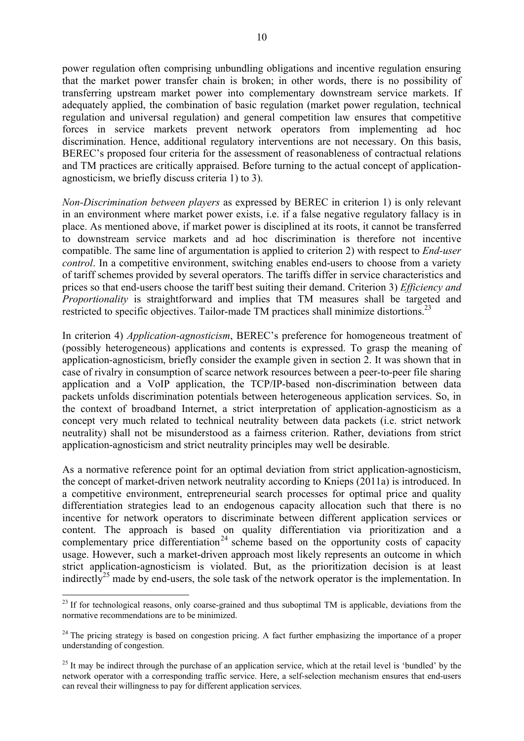power regulation often comprising unbundling obligations and incentive regulation ensuring that the market power transfer chain is broken; in other words, there is no possibility of transferring upstream market power into complementary downstream service markets. If adequately applied, the combination of basic regulation (market power regulation, technical regulation and universal regulation) and general competition law ensures that competitive forces in service markets prevent network operators from implementing ad hoc discrimination. Hence, additional regulatory interventions are not necessary. On this basis, BEREC's proposed four criteria for the assessment of reasonableness of contractual relations and TM practices are critically appraised. Before turning to the actual concept of application-agnosticism, we briefly discuss criteria 1) to 3).

*Non-Discrimination between players* as expressed by BEREC in criterion 1) is only relevant in an environment where market power exists, i.e. if a false negative regulatory fallacy is in place. As mentioned above, if market power is disciplined at its roots, it cannot be transferred to downstream service markets and ad hoc discrimination is therefore not incentive compatible. The same line of argumentation is applied to criterion 2) with respect to *End-user control*. In a competitive environment, switching enables end-users to choose from a variety of tariff schemes provided by several operators. The tariffs differ in service characteristics and prices so that end-users choose the tariff best suiting their demand. Criterion 3) *Efficiency and Proportionality* is straightforward and implies that TM measures shall be targeted and restricted to specific objectives. Tailor-made TM practices shall minimize distortions.[23]

In criterion 4) *Application-agnosticism*, BEREC's preference for homogeneous treatment of (possibly heterogeneous) applications and contents is expressed. To grasp the meaning of application-agnosticism, briefly consider the example given in section 2. It was shown that in case of rivalry in consumption of scarce network resources between a peer-to-peer file sharing application and a VoIP application, the TCP/IP-based non-discrimination between data packets unfolds discrimination potentials between heterogeneous application services. So, in the context of broadband Internet, a strict interpretation of application-agnosticism as a concept very much related to technical neutrality between data packets (i.e. strict network neutrality) shall not be misunderstood as a fairness criterion. Rather, deviations from strict application-agnosticism and strict neutrality principles may well be desirable.

As a normative reference point for an optimal deviation from strict application-agnosticism, the concept of market-driven network neutrality according to Knieps (2011a) is introduced. In a competitive environment, entrepreneurial search processes for optimal price and quality differentiation strategies lead to an endogenous capacity allocation such that there is no incentive for network operators to discriminate between different application services or content. The approach is based on quality differentiation via prioritization and a complementary price differentiation[24] scheme based on the opportunity costs of capacity usage. However, such a market-driven approach most likely represents an outcome in which strict application-agnosticism is violated. But, as the prioritization decision is at least indirectly[25] made by end-users, the sole task of the network operator is the implementation. In

[23] If for technological reasons, only coarse-grained and thus suboptimal TM is applicable, deviations from the normative recommendations are to be minimized.

[24] The pricing strategy is based on congestion pricing. A fact further emphasizing the importance of a proper understanding of congestion.

[25] It may be indirect through the purchase of an application service, which at the retail level is 'bundled' by the network operator with a corresponding traffic service. Here, a self-selection mechanism ensures that end-users can reveal their willingness to pay for different application services.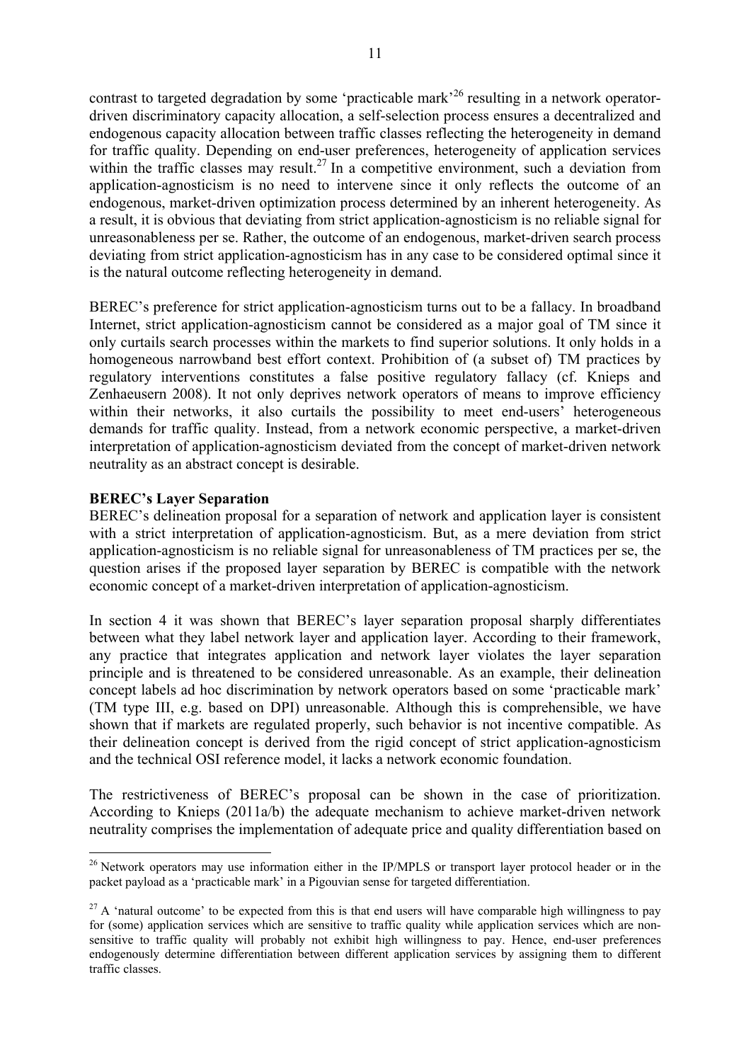contrast to targeted degradation by some 'practicable mark'[26] resulting in a network operator-driven discriminatory capacity allocation, a self-selection process ensures a decentralized and endogenous capacity allocation between traffic classes reflecting the heterogeneity in demand for traffic quality. Depending on end-user preferences, heterogeneity of application services within the traffic classes may result.[27] In a competitive environment, such a deviation from application-agnosticism is no need to intervene since it only reflects the outcome of an endogenous, market-driven optimization process determined by an inherent heterogeneity. As a result, it is obvious that deviating from strict application-agnosticism is no reliable signal for unreasonableness per se. Rather, the outcome of an endogenous, market-driven search process deviating from strict application-agnosticism has in any case to be considered optimal since it is the natural outcome reflecting heterogeneity in demand.

BEREC's preference for strict application-agnosticism turns out to be a fallacy. In broadband Internet, strict application-agnosticism cannot be considered as a major goal of TM since it only curtails search processes within the markets to find superior solutions. It only holds in a homogeneous narrowband best effort context. Prohibition of (a subset of) TM practices by regulatory interventions constitutes a false positive regulatory fallacy (cf. Knieps and Zenhaeusern 2008). It not only deprives network operators of means to improve efficiency within their networks, it also curtails the possibility to meet end-users' heterogeneous demands for traffic quality. Instead, from a network economic perspective, a market-driven interpretation of application-agnosticism deviated from the concept of market-driven network neutrality as an abstract concept is desirable.

**BEREC's Layer Separation**

BEREC's delineation proposal for a separation of network and application layer is consistent with a strict interpretation of application-agnosticism. But, as a mere deviation from strict application-agnosticism is no reliable signal for unreasonableness of TM practices per se, the question arises if the proposed layer separation by BEREC is compatible with the network economic concept of a market-driven interpretation of application-agnosticism.

In section 4 it was shown that BEREC's layer separation proposal sharply differentiates between what they label network layer and application layer. According to their framework, any practice that integrates application and network layer violates the layer separation principle and is threatened to be considered unreasonable. As an example, their delineation concept labels ad hoc discrimination by network operators based on some 'practicable mark' (TM type III, e.g. based on DPI) unreasonable. Although this is comprehensible, we have shown that if markets are regulated properly, such behavior is not incentive compatible. As their delineation concept is derived from the rigid concept of strict application-agnosticism and the technical OSI reference model, it lacks a network economic foundation.

The restrictiveness of BEREC's proposal can be shown in the case of prioritization. According to Knieps (2011a/b) the adequate mechanism to achieve market-driven network neutrality comprises the implementation of adequate price and quality differentiation based on

---

[26] Network operators may use information either in the IP/MPLS or transport layer protocol header or in the packet payload as a 'practicable mark' in a Pigouvian sense for targeted differentiation.

[27] A 'natural outcome' to be expected from this is that end users will have comparable high willingness to pay for (some) application services which are sensitive to traffic quality while application services which are non-sensitive to traffic quality will probably not exhibit high willingness to pay. Hence, end-user preferences endogenously determine differentiation between different application services by assigning them to different traffic classes.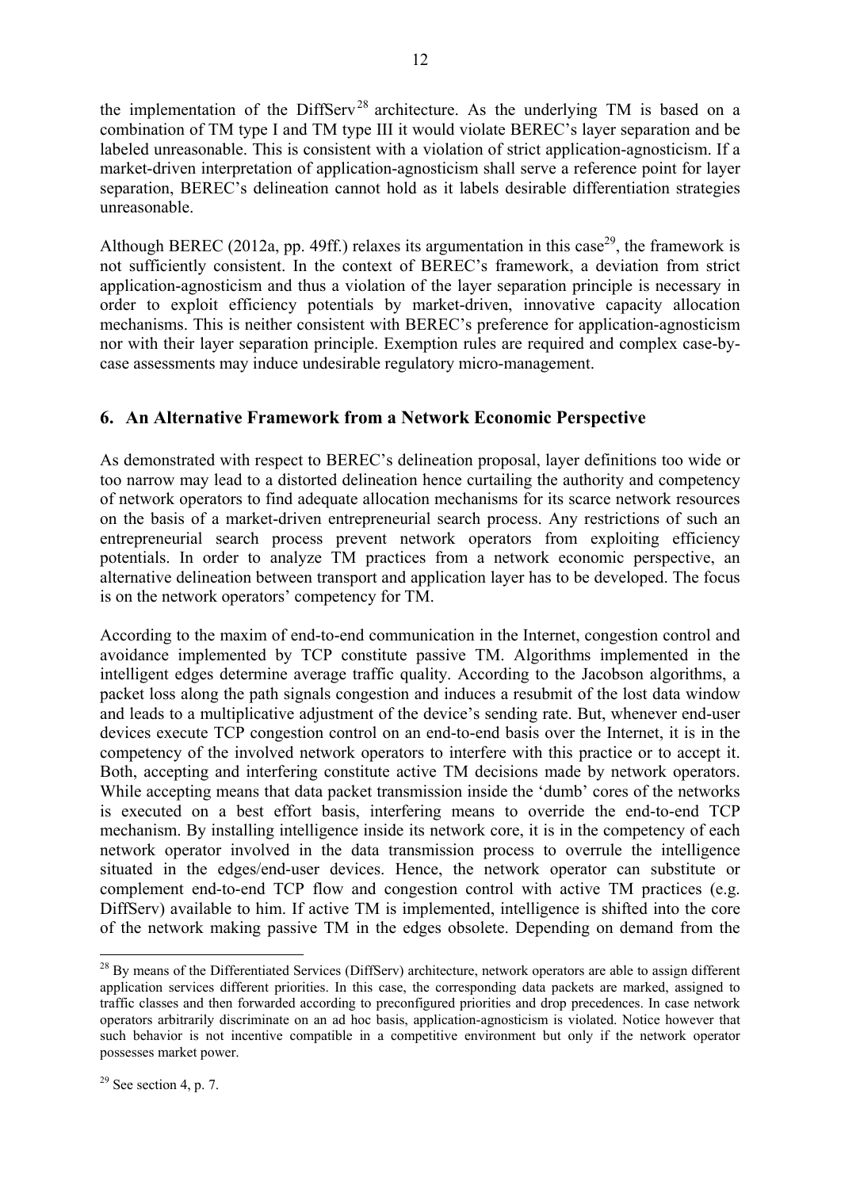the implementation of the DiffServ[28] architecture. As the underlying TM is based on a combination of TM type I and TM type III it would violate BEREC's layer separation and be labeled unreasonable. This is consistent with a violation of strict application-agnosticism. If a market-driven interpretation of application-agnosticism shall serve a reference point for layer separation, BEREC's delineation cannot hold as it labels desirable differentiation strategies unreasonable.

Although BEREC (2012a, pp. 49ff.) relaxes its argumentation in this case[29], the framework is not sufficiently consistent. In the context of BEREC's framework, a deviation from strict application-agnosticism and thus a violation of the layer separation principle is necessary in order to exploit efficiency potentials by market-driven, innovative capacity allocation mechanisms. This is neither consistent with BEREC's preference for application-agnosticism nor with their layer separation principle. Exemption rules are required and complex case-by-case assessments may induce undesirable regulatory micro-management.

## 6. An Alternative Framework from a Network Economic Perspective

As demonstrated with respect to BEREC's delineation proposal, layer definitions too wide or too narrow may lead to a distorted delineation hence curtailing the authority and competency of network operators to find adequate allocation mechanisms for its scarce network resources on the basis of a market-driven entrepreneurial search process. Any restrictions of such an entrepreneurial search process prevent network operators from exploiting efficiency potentials. In order to analyze TM practices from a network economic perspective, an alternative delineation between transport and application layer has to be developed. The focus is on the network operators' competency for TM.

According to the maxim of end-to-end communication in the Internet, congestion control and avoidance implemented by TCP constitute passive TM. Algorithms implemented in the intelligent edges determine average traffic quality. According to the Jacobson algorithms, a packet loss along the path signals congestion and induces a resubmit of the lost data window and leads to a multiplicative adjustment of the device's sending rate. But, whenever end-user devices execute TCP congestion control on an end-to-end basis over the Internet, it is in the competency of the involved network operators to interfere with this practice or to accept it. Both, accepting and interfering constitute active TM decisions made by network operators. While accepting means that data packet transmission inside the 'dumb' cores of the networks is executed on a best effort basis, interfering means to override the end-to-end TCP mechanism. By installing intelligence inside its network core, it is in the competency of each network operator involved in the data transmission process to overrule the intelligence situated in the edges/end-user devices. Hence, the network operator can substitute or complement end-to-end TCP flow and congestion control with active TM practices (e.g. DiffServ) available to him. If active TM is implemented, intelligence is shifted into the core of the network making passive TM in the edges obsolete. Depending on demand from the

[28] By means of the Differentiated Services (DiffServ) architecture, network operators are able to assign different application services different priorities. In this case, the corresponding data packets are marked, assigned to traffic classes and then forwarded according to preconfigured priorities and drop precedences. In case network operators arbitrarily discriminate on an ad hoc basis, application-agnosticism is violated. Notice however that such behavior is not incentive compatible in a competitive environment but only if the network operator possesses market power.

[29] See section 4, p. 7.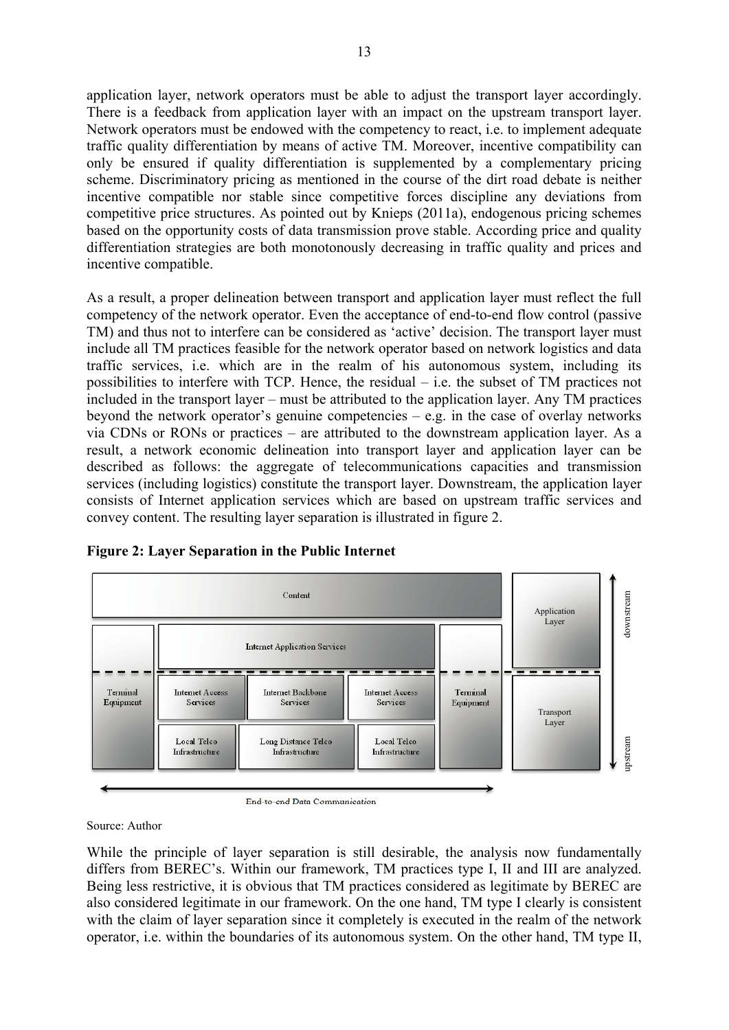application layer, network operators must be able to adjust the transport layer accordingly. There is a feedback from application layer with an impact on the upstream transport layer. Network operators must be endowed with the competency to react, i.e. to implement adequate traffic quality differentiation by means of active TM. Moreover, incentive compatibility can only be ensured if quality differentiation is supplemented by a complementary pricing scheme. Discriminatory pricing as mentioned in the course of the dirt road debate is neither incentive compatible nor stable since competitive forces discipline any deviations from competitive price structures. As pointed out by Knieps (2011a), endogenous pricing schemes based on the opportunity costs of data transmission prove stable. According price and quality differentiation strategies are both monotonously decreasing in traffic quality and prices and incentive compatible.

As a result, a proper delineation between transport and application layer must reflect the full competency of the network operator. Even the acceptance of end-to-end flow control (passive TM) and thus not to interfere can be considered as 'active' decision. The transport layer must include all TM practices feasible for the network operator based on network logistics and data traffic services, i.e. which are in the realm of his autonomous system, including its possibilities to interfere with TCP. Hence, the residual – i.e. the subset of TM practices not included in the transport layer – must be attributed to the application layer. Any TM practices beyond the network operator's genuine competencies – e.g. in the case of overlay networks via CDNs or RONs or practices – are attributed to the downstream application layer. As a result, a network economic delineation into transport layer and application layer can be described as follows: the aggregate of telecommunications capacities and transmission services (including logistics) constitute the transport layer. Downstream, the application layer consists of Internet application services which are based on upstream traffic services and convey content. The resulting layer separation is illustrated in figure 2.

**Figure 2: Layer Separation in the Public Internet**

Source: Author

While the principle of layer separation is still desirable, the analysis now fundamentally differs from BEREC's. Within our framework, TM practices type I, II and III are analyzed. Being less restrictive, it is obvious that TM practices considered as legitimate by BEREC are also considered legitimate in our framework. On the one hand, TM type I clearly is consistent with the claim of layer separation since it completely is executed in the realm of the network operator, i.e. within the boundaries of its autonomous system. On the other hand, TM type II,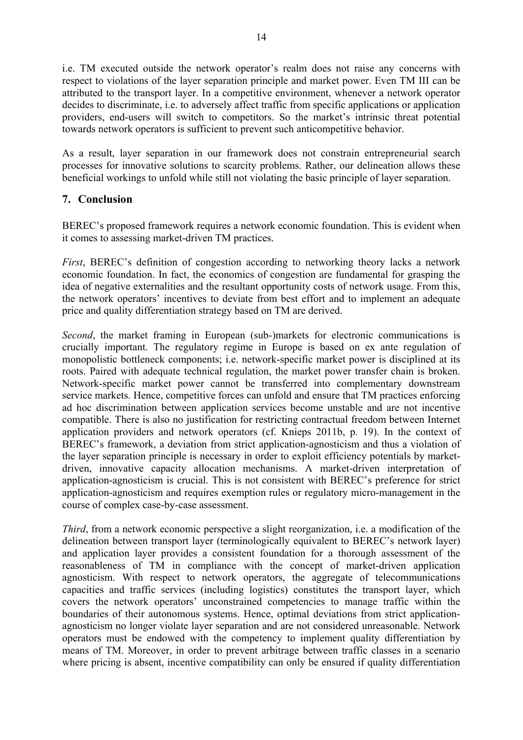i.e. TM executed outside the network operator's realm does not raise any concerns with respect to violations of the layer separation principle and market power. Even TM III can be attributed to the transport layer. In a competitive environment, whenever a network operator decides to discriminate, i.e. to adversely affect traffic from specific applications or application providers, end-users will switch to competitors. So the market's intrinsic threat potential towards network operators is sufficient to prevent such anticompetitive behavior.

As a result, layer separation in our framework does not constrain entrepreneurial search processes for innovative solutions to scarcity problems. Rather, our delineation allows these beneficial workings to unfold while still not violating the basic principle of layer separation.

## 7. Conclusion

BEREC's proposed framework requires a network economic foundation. This is evident when it comes to assessing market-driven TM practices.

*First*, BEREC's definition of congestion according to networking theory lacks a network economic foundation. In fact, the economics of congestion are fundamental for grasping the idea of negative externalities and the resultant opportunity costs of network usage. From this, the network operators' incentives to deviate from best effort and to implement an adequate price and quality differentiation strategy based on TM are derived.

*Second*, the market framing in European (sub-)markets for electronic communications is crucially important. The regulatory regime in Europe is based on ex ante regulation of monopolistic bottleneck components; i.e. network-specific market power is disciplined at its roots. Paired with adequate technical regulation, the market power transfer chain is broken. Network-specific market power cannot be transferred into complementary downstream service markets. Hence, competitive forces can unfold and ensure that TM practices enforcing ad hoc discrimination between application services become unstable and are not incentive compatible. There is also no justification for restricting contractual freedom between Internet application providers and network operators (cf. Knieps 2011b, p. 19). In the context of BEREC's framework, a deviation from strict application-agnosticism and thus a violation of the layer separation principle is necessary in order to exploit efficiency potentials by market-driven, innovative capacity allocation mechanisms. A market-driven interpretation of application-agnosticism is crucial. This is not consistent with BEREC's preference for strict application-agnosticism and requires exemption rules or regulatory micro-management in the course of complex case-by-case assessment.

*Third*, from a network economic perspective a slight reorganization, i.e. a modification of the delineation between transport layer (terminologically equivalent to BEREC's network layer) and application layer provides a consistent foundation for a thorough assessment of the reasonableness of TM in compliance with the concept of market-driven application agnosticism. With respect to network operators, the aggregate of telecommunications capacities and traffic services (including logistics) constitutes the transport layer, which covers the network operators' unconstrained competencies to manage traffic within the boundaries of their autonomous systems. Hence, optimal deviations from strict application-agnosticism no longer violate layer separation and are not considered unreasonable. Network operators must be endowed with the competency to implement quality differentiation by means of TM. Moreover, in order to prevent arbitrage between traffic classes in a scenario where pricing is absent, incentive compatibility can only be ensured if quality differentiation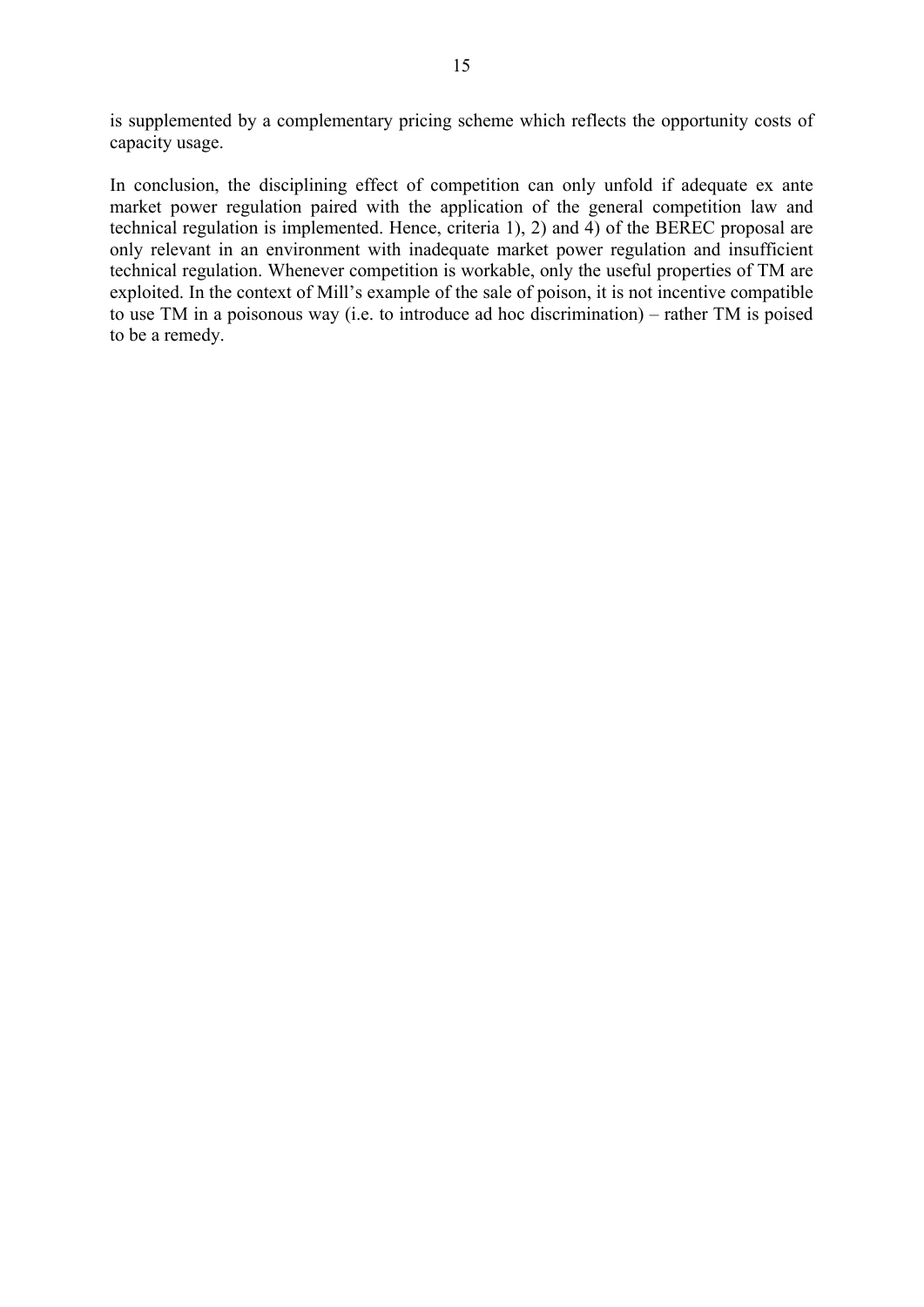is supplemented by a complementary pricing scheme which reflects the opportunity costs of capacity usage.

In conclusion, the disciplining effect of competition can only unfold if adequate ex ante market power regulation paired with the application of the general competition law and technical regulation is implemented. Hence, criteria 1), 2) and 4) of the BEREC proposal are only relevant in an environment with inadequate market power regulation and insufficient technical regulation. Whenever competition is workable, only the useful properties of TM are exploited. In the context of Mill's example of the sale of poison, it is not incentive compatible to use TM in a poisonous way (i.e. to introduce ad hoc discrimination) – rather TM is poised to be a remedy.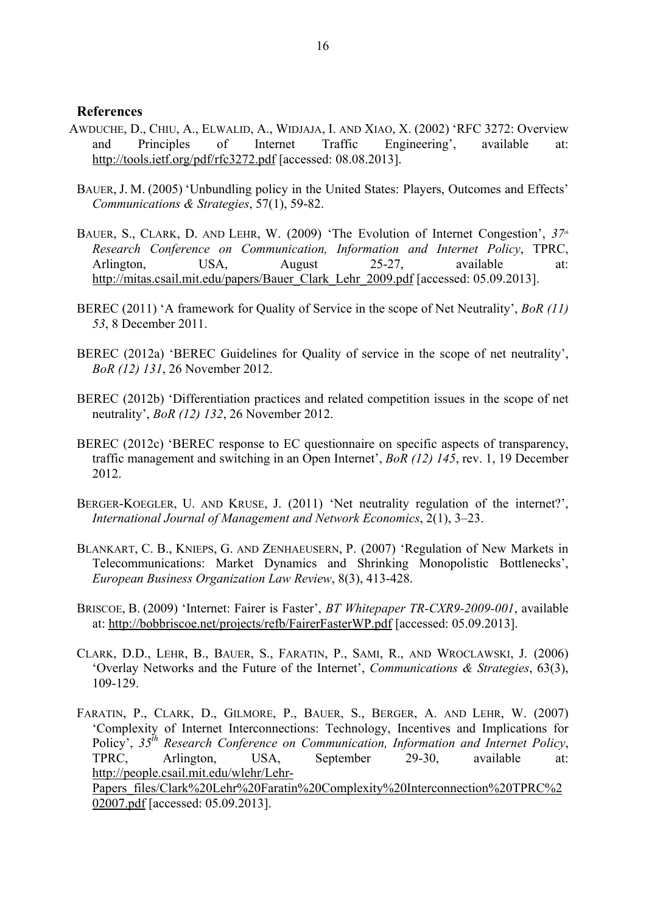## References

AWDUCHE, D., CHIU, A., ELWALID, A., WIDJAJA, I. AND XIAO, X. (2002) 'RFC 3272: Overview and Principles of Internet Traffic Engineering', available at: http://tools.ietf.org/pdf/rfc3272.pdf [accessed: 08.08.2013].

BAUER, J. M. (2005) 'Unbundling policy in the United States: Players, Outcomes and Effects' *Communications & Strategies*, 57(1), 59-82.

BAUER, S., CLARK, D. AND LEHR, W. (2009) 'The Evolution of Internet Congestion', *37th Research Conference on Communication, Information and Internet Policy*, TPRC, Arlington, USA, August 25-27, available at: http://mitas.csail.mit.edu/papers/Bauer_Clark_Lehr_2009.pdf [accessed: 05.09.2013].

BEREC (2011) 'A framework for Quality of Service in the scope of Net Neutrality', *BoR (11) 53*, 8 December 2011.

BEREC (2012a) 'BEREC Guidelines for Quality of service in the scope of net neutrality', *BoR (12) 131*, 26 November 2012.

BEREC (2012b) 'Differentiation practices and related competition issues in the scope of net neutrality', *BoR (12) 132*, 26 November 2012.

BEREC (2012c) 'BEREC response to EC questionnaire on specific aspects of transparency, traffic management and switching in an Open Internet', *BoR (12) 145*, rev. 1, 19 December 2012.

BERGER-KOEGLER, U. AND KRUSE, J. (2011) 'Net neutrality regulation of the internet?', *International Journal of Management and Network Economics*, 2(1), 3–23.

BLANKART, C. B., KNIEPS, G. AND ZENHAEUSERN, P. (2007) 'Regulation of New Markets in Telecommunications: Market Dynamics and Shrinking Monopolistic Bottlenecks', *European Business Organization Law Review*, 8(3), 413-428.

BRISCOE, B. (2009) 'Internet: Fairer is Faster', *BT Whitepaper TR-CXR9-2009-001*, available at: http://bobbriscoe.net/projects/refb/FairerFasterWP.pdf [accessed: 05.09.2013].

CLARK, D.D., LEHR, B., BAUER, S., FARATIN, P., SAMI, R., AND WROCLAWSKI, J. (2006) 'Overlay Networks and the Future of the Internet', *Communications & Strategies*, 63(3), 109-129.

FARATIN, P., CLARK, D., GILMORE, P., BAUER, S., BERGER, A. AND LEHR, W. (2007) 'Complexity of Internet Interconnections: Technology, Incentives and Implications for Policy', *35th Research Conference on Communication, Information and Internet Policy*, TPRC, Arlington, USA, September 29-30, available at: http://people.csail.mit.edu/wlehr/Lehr-Papers_files/Clark%20Lehr%20Faratin%20Complexity%20Interconnection%20TPRC%202007.pdf [accessed: 05.09.2013].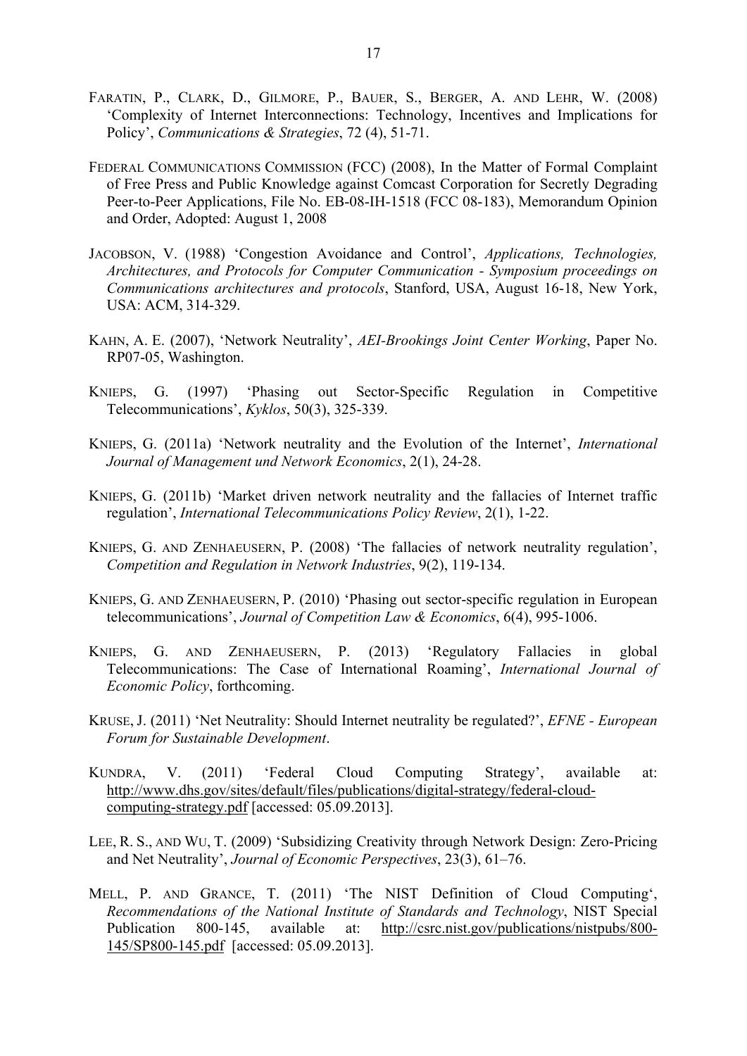FARATIN, P., CLARK, D., GILMORE, P., BAUER, S., BERGER, A. AND LEHR, W. (2008) 'Complexity of Internet Interconnections: Technology, Incentives and Implications for Policy', *Communications & Strategies*, 72 (4), 51-71.

FEDERAL COMMUNICATIONS COMMISSION (FCC) (2008), In the Matter of Formal Complaint of Free Press and Public Knowledge against Comcast Corporation for Secretly Degrading Peer-to-Peer Applications, File No. EB-08-IH-1518 (FCC 08-183), Memorandum Opinion and Order, Adopted: August 1, 2008

JACOBSON, V. (1988) 'Congestion Avoidance and Control', *Applications, Technologies, Architectures, and Protocols for Computer Communication - Symposium proceedings on Communications architectures and protocols*, Stanford, USA, August 16-18, New York, USA: ACM, 314-329.

KAHN, A. E. (2007), 'Network Neutrality', *AEI-Brookings Joint Center Working*, Paper No. RP07-05, Washington.

KNIEPS, G. (1997) 'Phasing out Sector-Specific Regulation in Competitive Telecommunications', *Kyklos*, 50(3), 325-339.

KNIEPS, G. (2011a) 'Network neutrality and the Evolution of the Internet', *International Journal of Management und Network Economics*, 2(1), 24-28.

KNIEPS, G. (2011b) 'Market driven network neutrality and the fallacies of Internet traffic regulation', *International Telecommunications Policy Review*, 2(1), 1-22.

KNIEPS, G. AND ZENHAEUSERN, P. (2008) 'The fallacies of network neutrality regulation', *Competition and Regulation in Network Industries*, 9(2), 119-134.

KNIEPS, G. AND ZENHAEUSERN, P. (2010) 'Phasing out sector-specific regulation in European telecommunications', *Journal of Competition Law & Economics*, 6(4), 995-1006.

KNIEPS, G. AND ZENHAEUSERN, P. (2013) 'Regulatory Fallacies in global Telecommunications: The Case of International Roaming', *International Journal of Economic Policy*, forthcoming.

KRUSE, J. (2011) 'Net Neutrality: Should Internet neutrality be regulated?', *EFNE - European Forum for Sustainable Development*.

KUNDRA, V. (2011) 'Federal Cloud Computing Strategy', available at: http://www.dhs.gov/sites/default/files/publications/digital-strategy/federal-cloud-computing-strategy.pdf [accessed: 05.09.2013].

LEE, R. S., AND WU, T. (2009) 'Subsidizing Creativity through Network Design: Zero-Pricing and Net Neutrality', *Journal of Economic Perspectives*, 23(3), 61–76.

MELL, P. AND GRANCE, T. (2011) 'The NIST Definition of Cloud Computing', *Recommendations of the National Institute of Standards and Technology*, NIST Special Publication 800-145, available at: http://csrc.nist.gov/publications/nistpubs/800-145/SP800-145.pdf [accessed: 05.09.2013].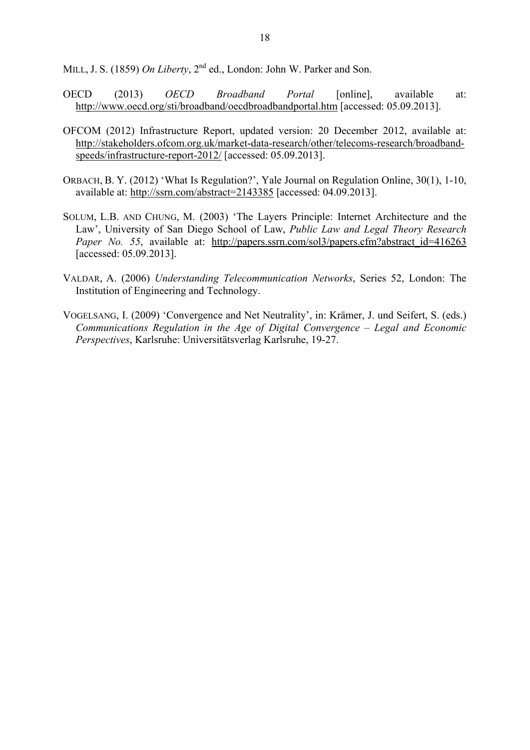MILL, J. S. (1859) *On Liberty*, 2nd ed., London: John W. Parker and Son.

OECD (2013) *OECD Broadband Portal* [online], available at: http://www.oecd.org/sti/broadband/oecdbroadbandportal.htm [accessed: 05.09.2013].

OFCOM (2012) Infrastructure Report, updated version: 20 December 2012, available at: http://stakeholders.ofcom.org.uk/market-data-research/other/telecoms-research/broadband-speeds/infrastructure-report-2012/ [accessed: 05.09.2013].

ORBACH, B. Y. (2012) 'What Is Regulation?', Yale Journal on Regulation Online, 30(1), 1-10, available at: http://ssrn.com/abstract=2143385 [accessed: 04.09.2013].

SOLUM, L.B. AND CHUNG, M. (2003) 'The Layers Principle: Internet Architecture and the Law', University of San Diego School of Law, *Public Law and Legal Theory Research Paper No. 55*, available at: http://papers.ssrn.com/sol3/papers.cfm?abstract_id=416263 [accessed: 05.09.2013].

VALDAR, A. (2006) *Understanding Telecommunication Networks*, Series 52, London: The Institution of Engineering and Technology.

VOGELSANG, I. (2009) 'Convergence and Net Neutrality', in: Krämer, J. und Seifert, S. (eds.) *Communications Regulation in the Age of Digital Convergence – Legal and Economic Perspectives*, Karlsruhe: Universitätsverlag Karlsruhe, 19-27.